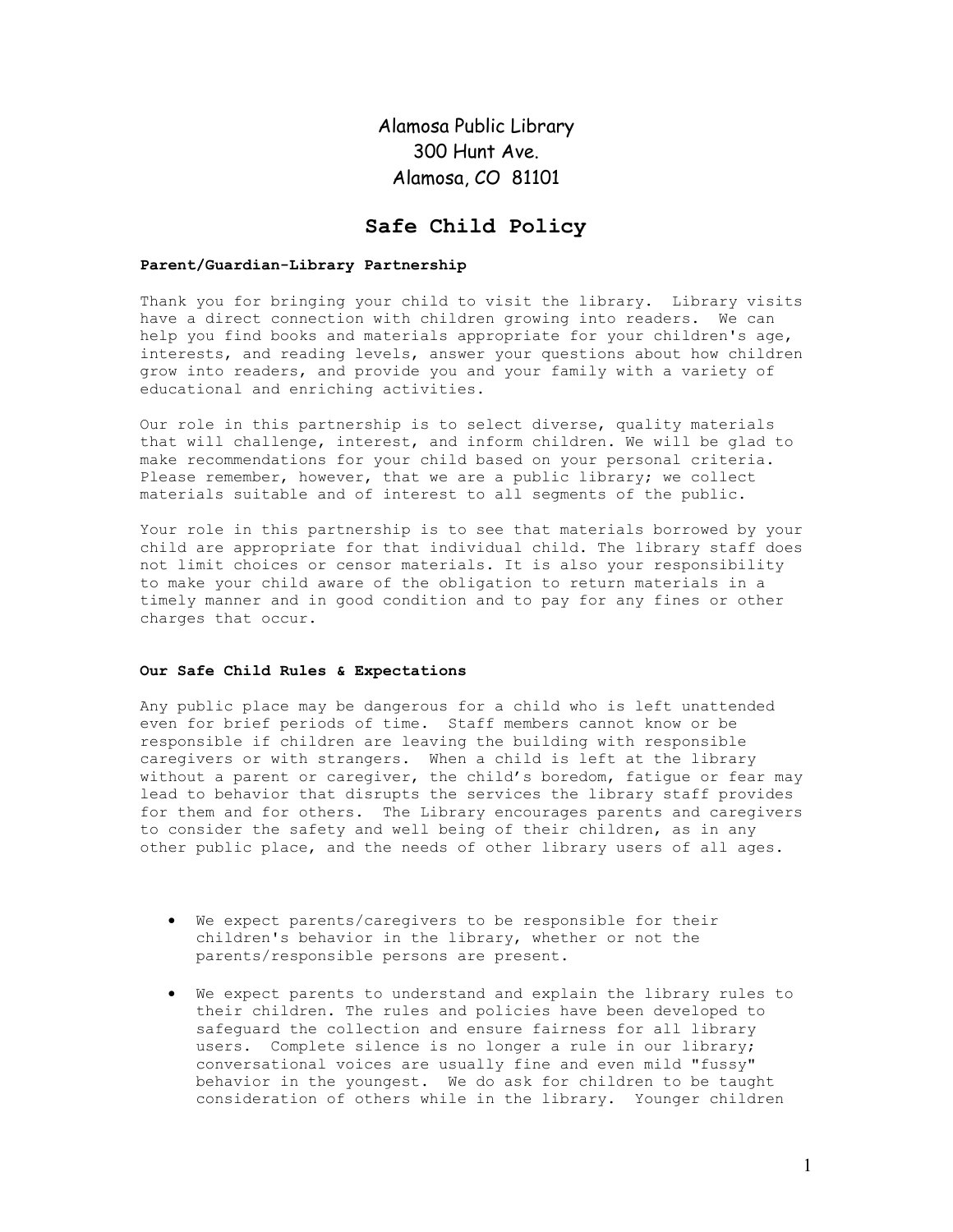Alamosa Public Library
300 Hunt Ave.
Alamosa, CO 81101

# Safe Child Policy

**Parent/Guardian-Library Partnership**

Thank you for bringing your child to visit the library. Library visits have a direct connection with children growing into readers. We can help you find books and materials appropriate for your children's age, interests, and reading levels, answer your questions about how children grow into readers, and provide you and your family with a variety of educational and enriching activities.

Our role in this partnership is to select diverse, quality materials that will challenge, interest, and inform children. We will be glad to make recommendations for your child based on your personal criteria. Please remember, however, that we are a public library; we collect materials suitable and of interest to all segments of the public.

Your role in this partnership is to see that materials borrowed by your child are appropriate for that individual child. The library staff does not limit choices or censor materials. It is also your responsibility to make your child aware of the obligation to return materials in a timely manner and in good condition and to pay for any fines or other charges that occur.

**Our Safe Child Rules & Expectations**

Any public place may be dangerous for a child who is left unattended even for brief periods of time. Staff members cannot know or be responsible if children are leaving the building with responsible caregivers or with strangers. When a child is left at the library without a parent or caregiver, the child's boredom, fatigue or fear may lead to behavior that disrupts the services the library staff provides for them and for others. The Library encourages parents and caregivers to consider the safety and well being of their children, as in any other public place, and the needs of other library users of all ages.

- We expect parents/caregivers to be responsible for their children's behavior in the library, whether or not the parents/responsible persons are present.
- We expect parents to understand and explain the library rules to their children. The rules and policies have been developed to safeguard the collection and ensure fairness for all library users. Complete silence is no longer a rule in our library; conversational voices are usually fine and even mild "fussy" behavior in the youngest. We do ask for children to be taught consideration of others while in the library. Younger children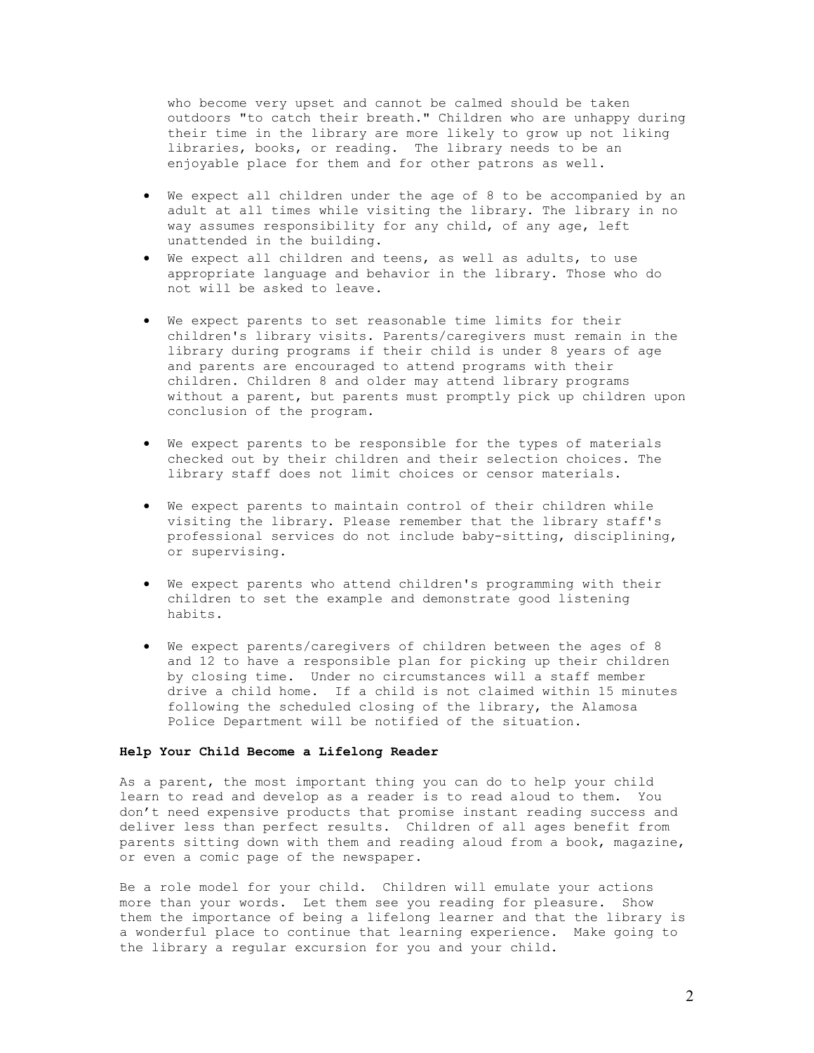who become very upset and cannot be calmed should be taken outdoors "to catch their breath." Children who are unhappy during their time in the library are more likely to grow up not liking libraries, books, or reading. The library needs to be an enjoyable place for them and for other patrons as well.

- We expect all children under the age of 8 to be accompanied by an adult at all times while visiting the library. The library in no way assumes responsibility for any child, of any age, left unattended in the building.
- We expect all children and teens, as well as adults, to use appropriate language and behavior in the library. Those who do not will be asked to leave.
- We expect parents to set reasonable time limits for their children's library visits. Parents/caregivers must remain in the library during programs if their child is under 8 years of age and parents are encouraged to attend programs with their children. Children 8 and older may attend library programs without a parent, but parents must promptly pick up children upon conclusion of the program.
- We expect parents to be responsible for the types of materials checked out by their children and their selection choices. The library staff does not limit choices or censor materials.
- We expect parents to maintain control of their children while visiting the library. Please remember that the library staff's professional services do not include baby-sitting, disciplining, or supervising.
- We expect parents who attend children's programming with their children to set the example and demonstrate good listening habits.
- We expect parents/caregivers of children between the ages of 8 and 12 to have a responsible plan for picking up their children by closing time. Under no circumstances will a staff member drive a child home. If a child is not claimed within 15 minutes following the scheduled closing of the library, the Alamosa Police Department will be notified of the situation.

**Help Your Child Become a Lifelong Reader**

As a parent, the most important thing you can do to help your child learn to read and develop as a reader is to read aloud to them. You don't need expensive products that promise instant reading success and deliver less than perfect results. Children of all ages benefit from parents sitting down with them and reading aloud from a book, magazine, or even a comic page of the newspaper.

Be a role model for your child. Children will emulate your actions more than your words. Let them see you reading for pleasure. Show them the importance of being a lifelong learner and that the library is a wonderful place to continue that learning experience. Make going to the library a regular excursion for you and your child.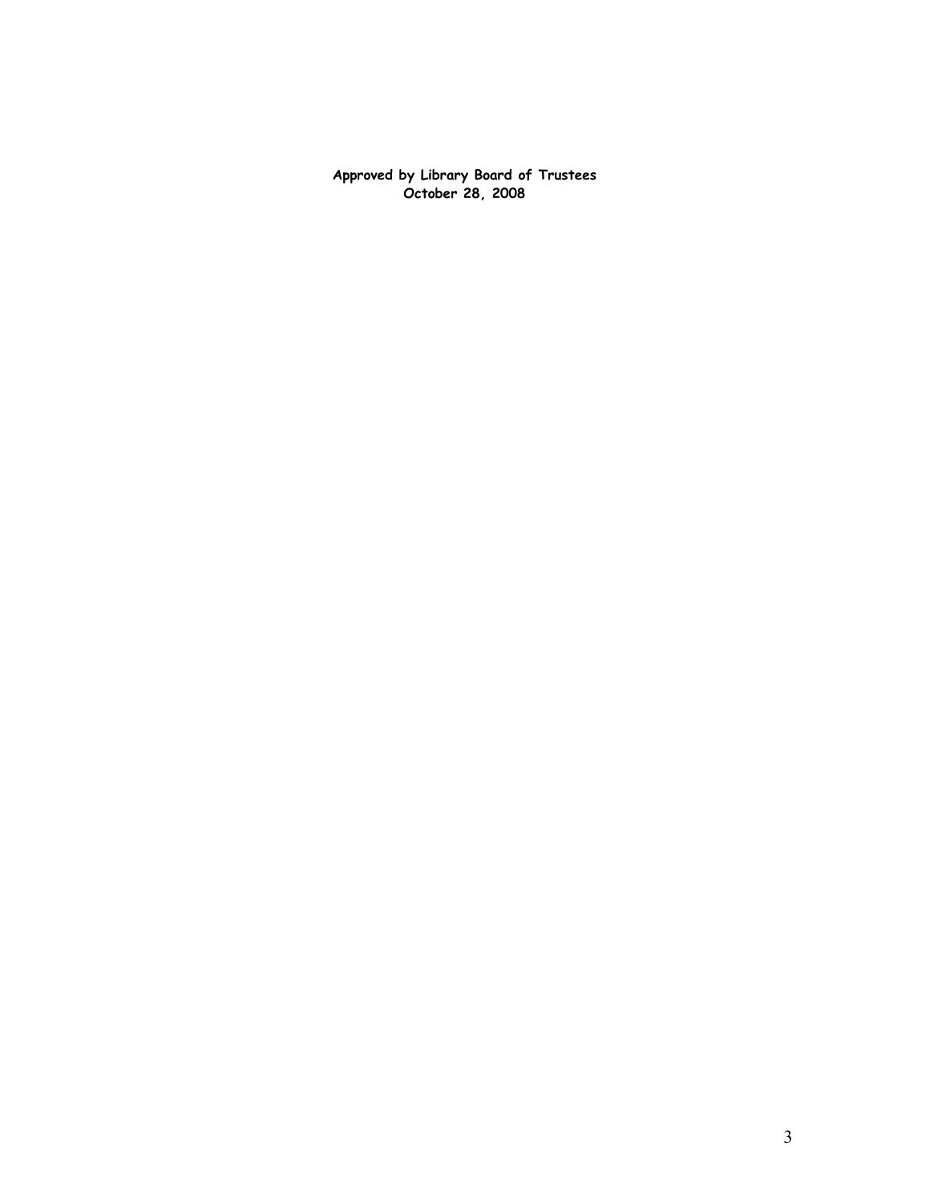**Approved by Library Board of Trustees**
**October 28, 2008**